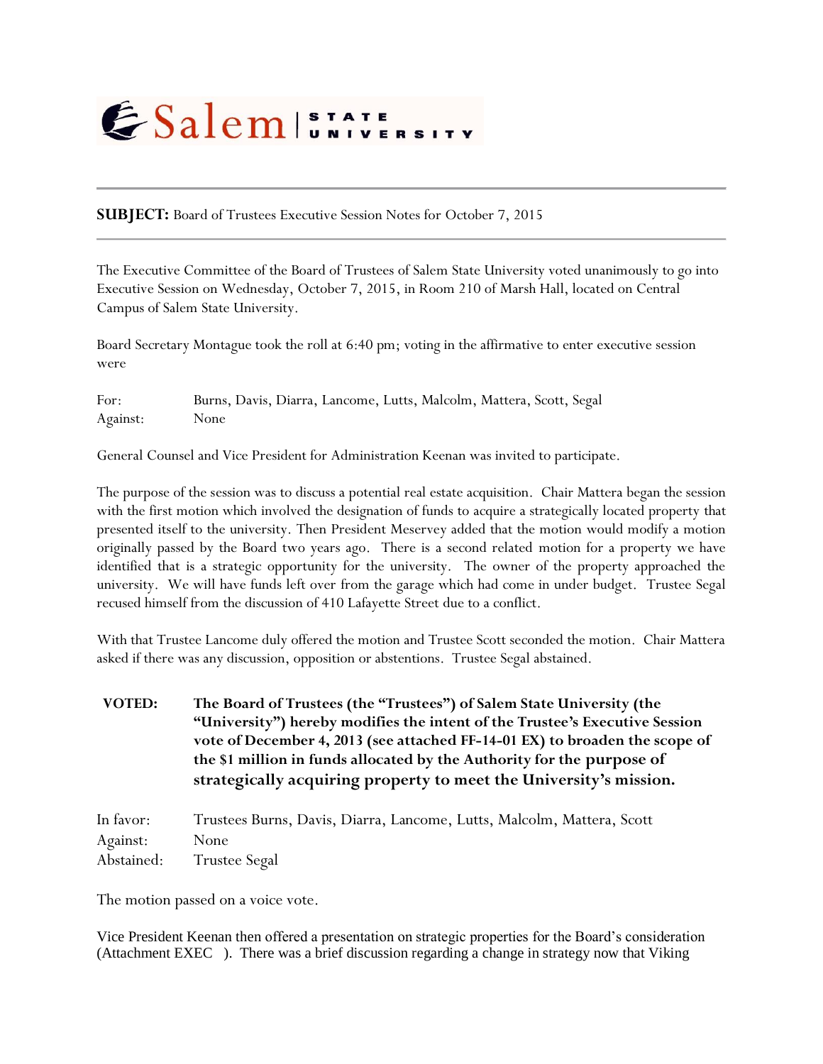Salem STATE UNIVERSITY

**SUBJECT:** Board of Trustees Executive Session Notes for October 7, 2015

The Executive Committee of the Board of Trustees of Salem State University voted unanimously to go into Executive Session on Wednesday, October 7, 2015, in Room 210 of Marsh Hall, located on Central Campus of Salem State University.

Board Secretary Montague took the roll at 6:40 pm; voting in the affirmative to enter executive session were

| | |
|---|---|
| For: | Burns, Davis, Diarra, Lancome, Lutts, Malcolm, Mattera, Scott, Segal |
| Against: | None |

General Counsel and Vice President for Administration Keenan was invited to participate.

The purpose of the session was to discuss a potential real estate acquisition. Chair Mattera began the session with the first motion which involved the designation of funds to acquire a strategically located property that presented itself to the university. Then President Meservey added that the motion would modify a motion originally passed by the Board two years ago. There is a second related motion for a property we have identified that is a strategic opportunity for the university. The owner of the property approached the university. We will have funds left over from the garage which had come in under budget. Trustee Segal recused himself from the discussion of 410 Lafayette Street due to a conflict.

With that Trustee Lancome duly offered the motion and Trustee Scott seconded the motion. Chair Mattera asked if there was any discussion, opposition or abstentions. Trustee Segal abstained.

**VOTED:** **The Board of Trustees (the "Trustees") of Salem State University (the "University") hereby modifies the intent of the Trustee's Executive Session vote of December 4, 2013 (see attached FF-14-01 EX) to broaden the scope of the $1 million in funds allocated by the Authority for the purpose of strategically acquiring property to meet the University's mission.**

| | |
|---|---|
| In favor: | Trustees Burns, Davis, Diarra, Lancome, Lutts, Malcolm, Mattera, Scott |
| Against: | None |
| Abstained: | Trustee Segal |

The motion passed on a voice vote.

Vice President Keenan then offered a presentation on strategic properties for the Board's consideration (Attachment EXEC ). There was a brief discussion regarding a change in strategy now that Viking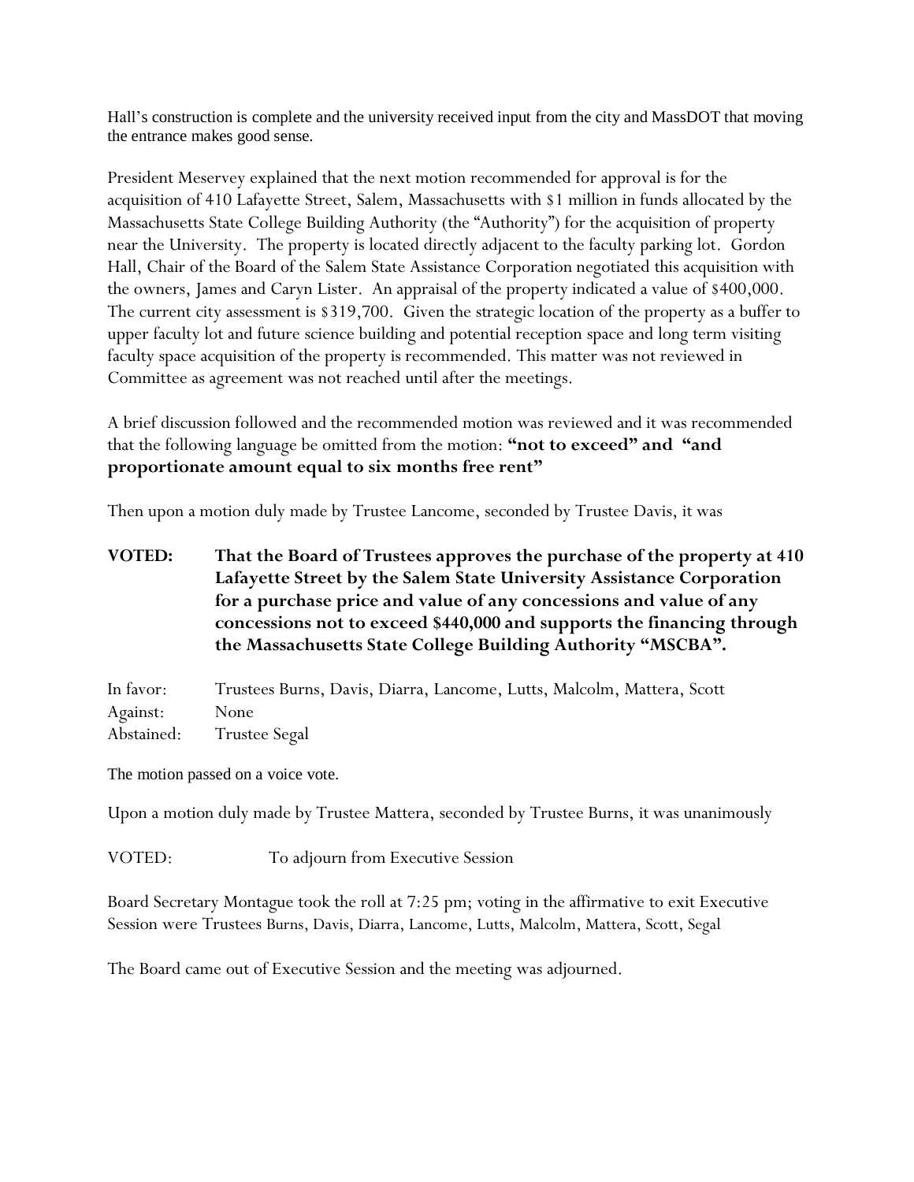Hall's construction is complete and the university received input from the city and MassDOT that moving the entrance makes good sense.

President Meservey explained that the next motion recommended for approval is for the acquisition of 410 Lafayette Street, Salem, Massachusetts with $1 million in funds allocated by the Massachusetts State College Building Authority (the "Authority") for the acquisition of property near the University. The property is located directly adjacent to the faculty parking lot. Gordon Hall, Chair of the Board of the Salem State Assistance Corporation negotiated this acquisition with the owners, James and Caryn Lister. An appraisal of the property indicated a value of $400,000. The current city assessment is $319,700. Given the strategic location of the property as a buffer to upper faculty lot and future science building and potential reception space and long term visiting faculty space acquisition of the property is recommended. This matter was not reviewed in Committee as agreement was not reached until after the meetings.

A brief discussion followed and the recommended motion was reviewed and it was recommended that the following language be omitted from the motion: **"not to exceed" and "and proportionate amount equal to six months free rent"**

Then upon a motion duly made by Trustee Lancome, seconded by Trustee Davis, it was

**VOTED: That the Board of Trustees approves the purchase of the property at 410 Lafayette Street by the Salem State University Assistance Corporation for a purchase price and value of any concessions and value of any concessions not to exceed $440,000 and supports the financing through the Massachusetts State College Building Authority "MSCBA".**

In favor: Trustees Burns, Davis, Diarra, Lancome, Lutts, Malcolm, Mattera, Scott
Against: None
Abstained: Trustee Segal

The motion passed on a voice vote.

Upon a motion duly made by Trustee Mattera, seconded by Trustee Burns, it was unanimously

VOTED: To adjourn from Executive Session

Board Secretary Montague took the roll at 7:25 pm; voting in the affirmative to exit Executive Session were Trustees Burns, Davis, Diarra, Lancome, Lutts, Malcolm, Mattera, Scott, Segal

The Board came out of Executive Session and the meeting was adjourned.